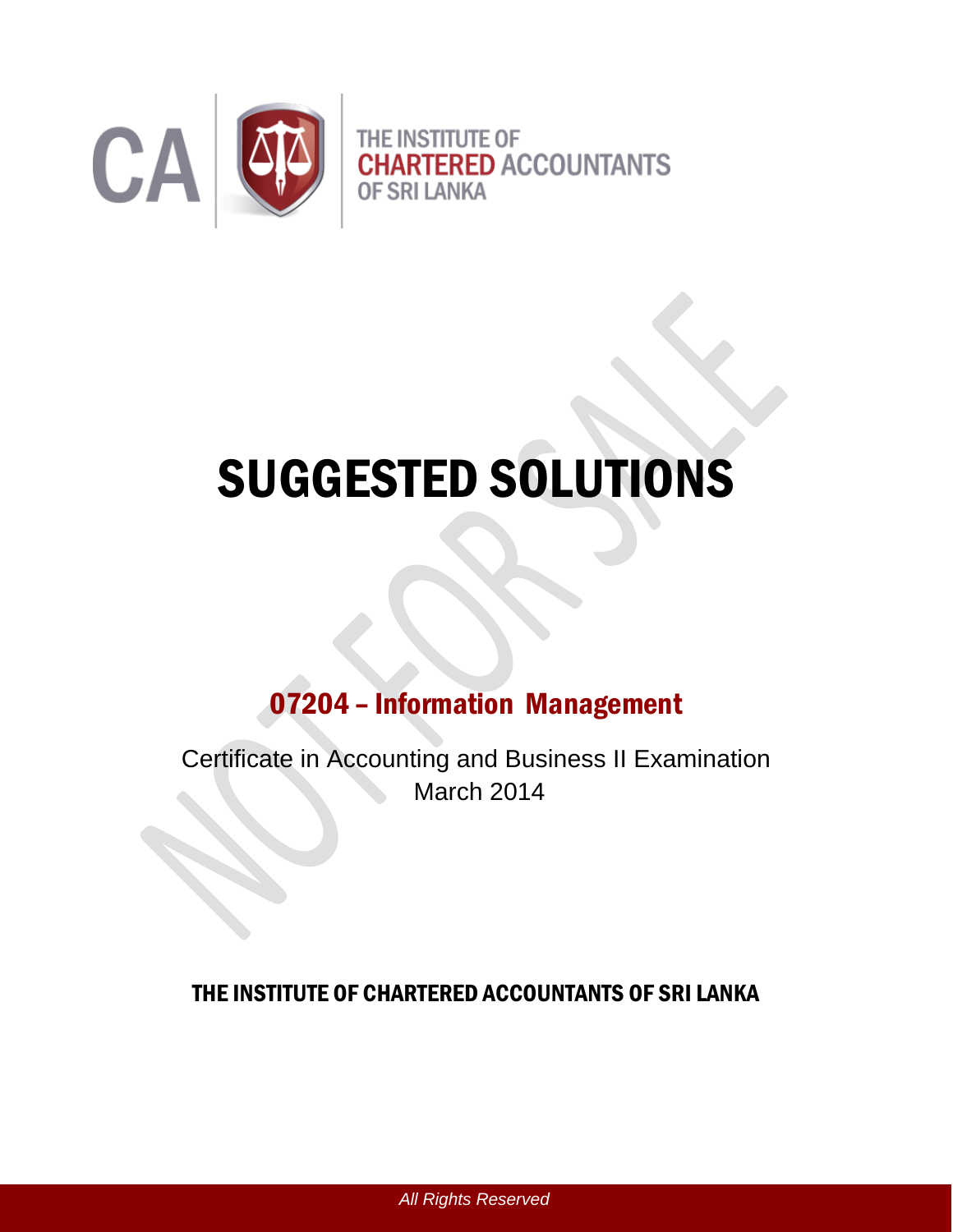CA | THE INSTITUTE OF CHARTERED ACCOUNTANTS OF SRI LANKA

# SUGGESTED SOLUTIONS

## 07204 – Information Management

Certificate in Accounting and Business II Examination
March 2014

**THE INSTITUTE OF CHARTERED ACCOUNTANTS OF SRI LANKA**

*All Rights Reserved*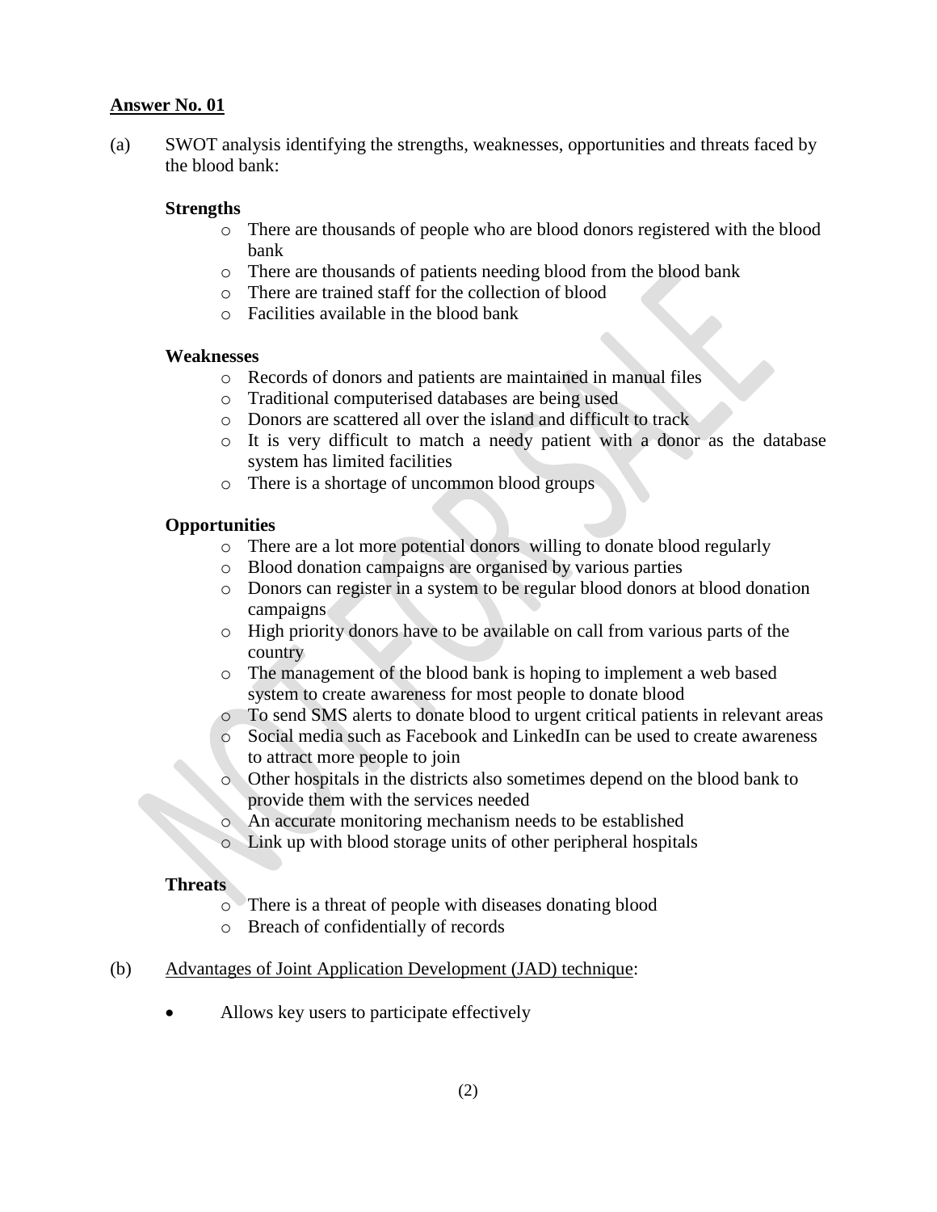**Answer No. 01**

(a) SWOT analysis identifying the strengths, weaknesses, opportunities and threats faced by the blood bank:

**Strengths**

- There are thousands of people who are blood donors registered with the blood bank
- There are thousands of patients needing blood from the blood bank
- There are trained staff for the collection of blood
- Facilities available in the blood bank

**Weaknesses**

- Records of donors and patients are maintained in manual files
- Traditional computerised databases are being used
- Donors are scattered all over the island and difficult to track
- It is very difficult to match a needy patient with a donor as the database system has limited facilities
- There is a shortage of uncommon blood groups

**Opportunities**

- There are a lot more potential donors willing to donate blood regularly
- Blood donation campaigns are organised by various parties
- Donors can register in a system to be regular blood donors at blood donation campaigns
- High priority donors have to be available on call from various parts of the country
- The management of the blood bank is hoping to implement a web based system to create awareness for most people to donate blood
- To send SMS alerts to donate blood to urgent critical patients in relevant areas
- Social media such as Facebook and LinkedIn can be used to create awareness to attract more people to join
- Other hospitals in the districts also sometimes depend on the blood bank to provide them with the services needed
- An accurate monitoring mechanism needs to be established
- Link up with blood storage units of other peripheral hospitals

**Threats**

- There is a threat of people with diseases donating blood
- Breach of confidentially of records

(b) Advantages of Joint Application Development (JAD) technique:

- Allows key users to participate effectively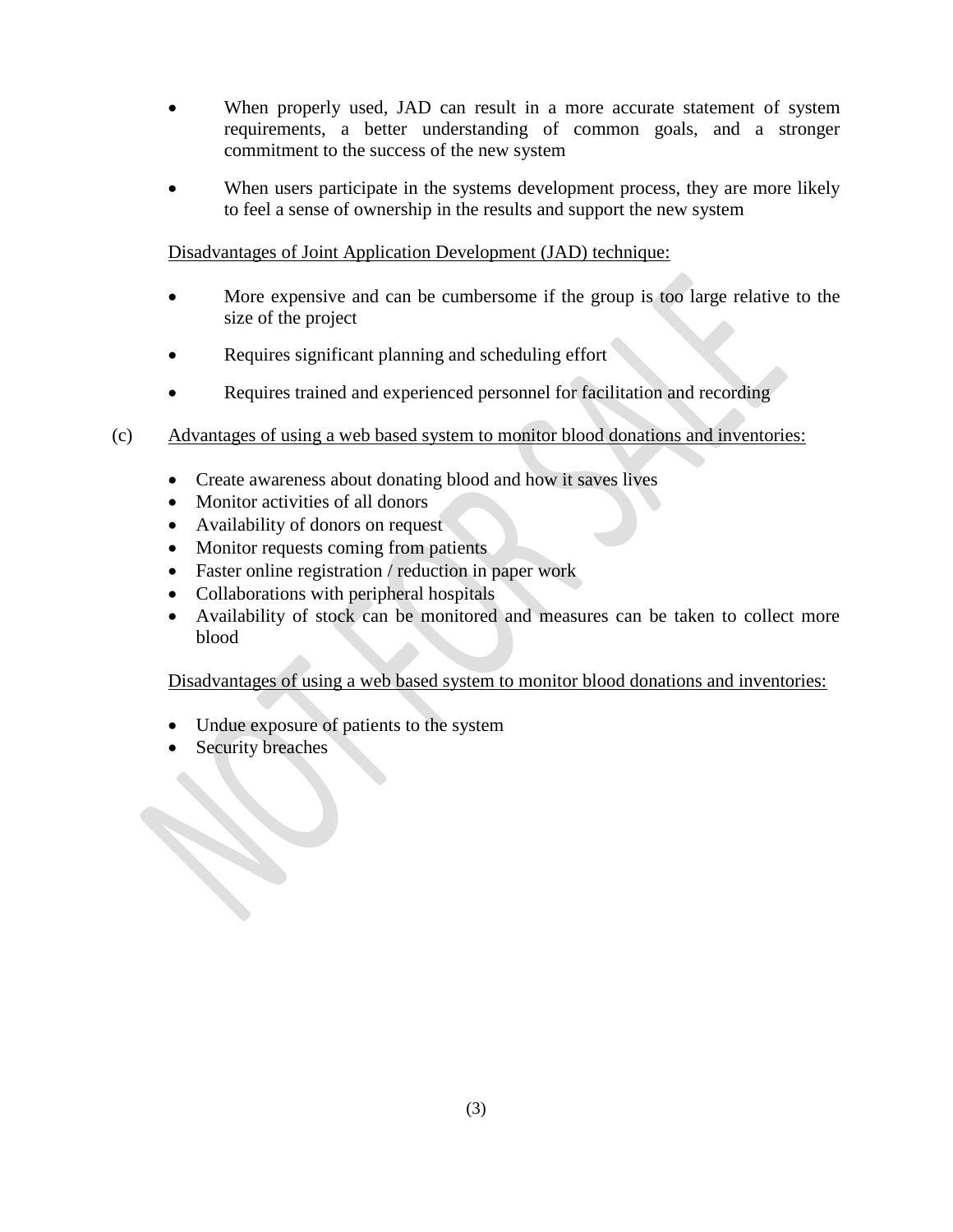- When properly used, JAD can result in a more accurate statement of system requirements, a better understanding of common goals, and a stronger commitment to the success of the new system

- When users participate in the systems development process, they are more likely to feel a sense of ownership in the results and support the new system

Disadvantages of Joint Application Development (JAD) technique:

- More expensive and can be cumbersome if the group is too large relative to the size of the project

- Requires significant planning and scheduling effort

- Requires trained and experienced personnel for facilitation and recording

(c) Advantages of using a web based system to monitor blood donations and inventories:

- Create awareness about donating blood and how it saves lives
- Monitor activities of all donors
- Availability of donors on request
- Monitor requests coming from patients
- Faster online registration / reduction in paper work
- Collaborations with peripheral hospitals
- Availability of stock can be monitored and measures can be taken to collect more blood

Disadvantages of using a web based system to monitor blood donations and inventories:

- Undue exposure of patients to the system
- Security breaches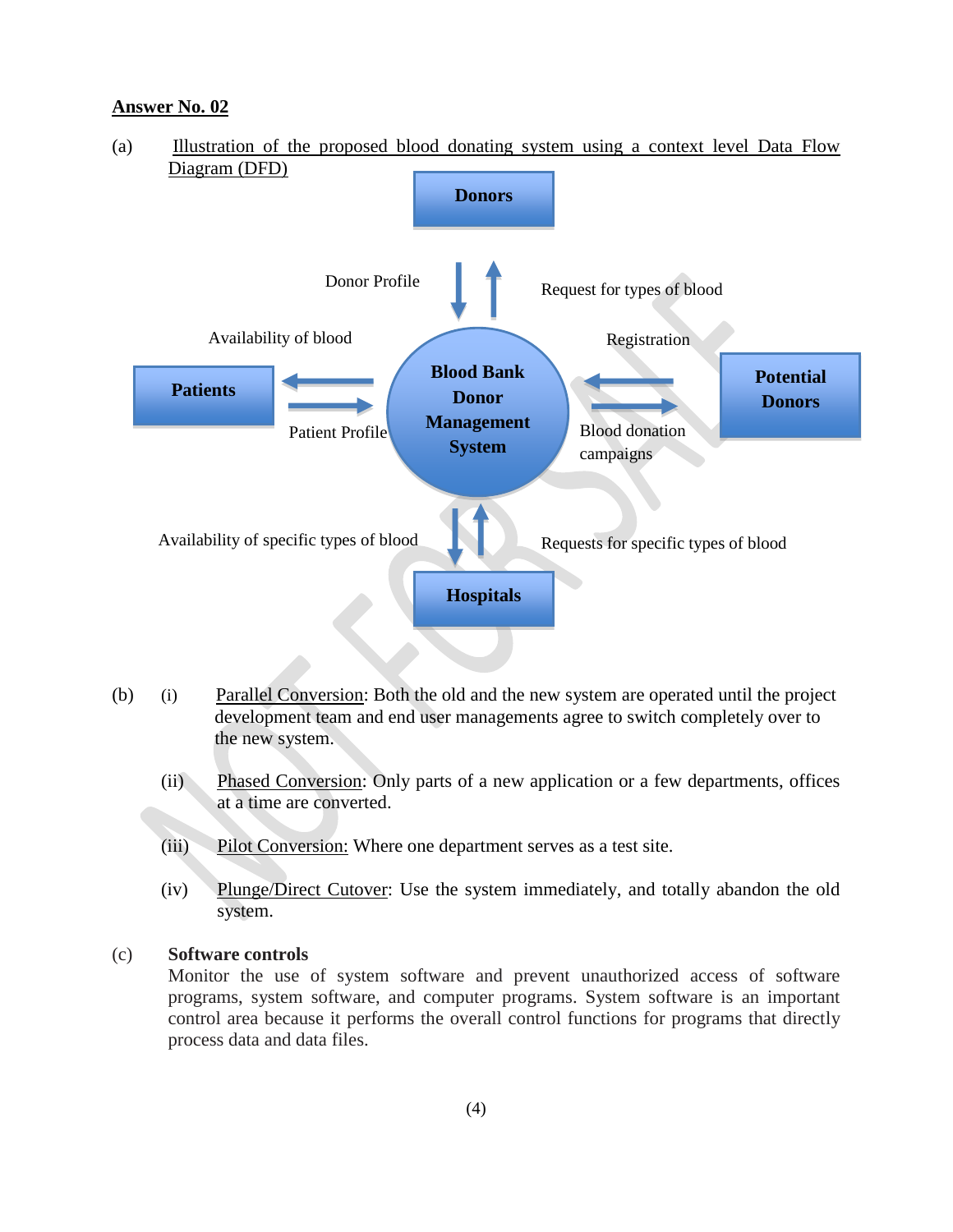**Answer No. 02**

(a) Illustration of the proposed blood donating system using a context level Data Flow Diagram (DFD)

Donors

Donor Profile

Request for types of blood

Availability of blood

Registration

Patients

Blood Bank Donor Management System

Potential Donors

Patient Profile

Blood donation campaigns

Availability of specific types of blood

Requests for specific types of blood

Hospitals

(b) (i) Parallel Conversion: Both the old and the new system are operated until the project development team and end user managements agree to switch completely over to the new system.

(ii) Phased Conversion: Only parts of a new application or a few departments, offices at a time are converted.

(iii) Pilot Conversion: Where one department serves as a test site.

(iv) Plunge/Direct Cutover: Use the system immediately, and totally abandon the old system.

(c) **Software controls**

Monitor the use of system software and prevent unauthorized access of software programs, system software, and computer programs. System software is an important control area because it performs the overall control functions for programs that directly process data and data files.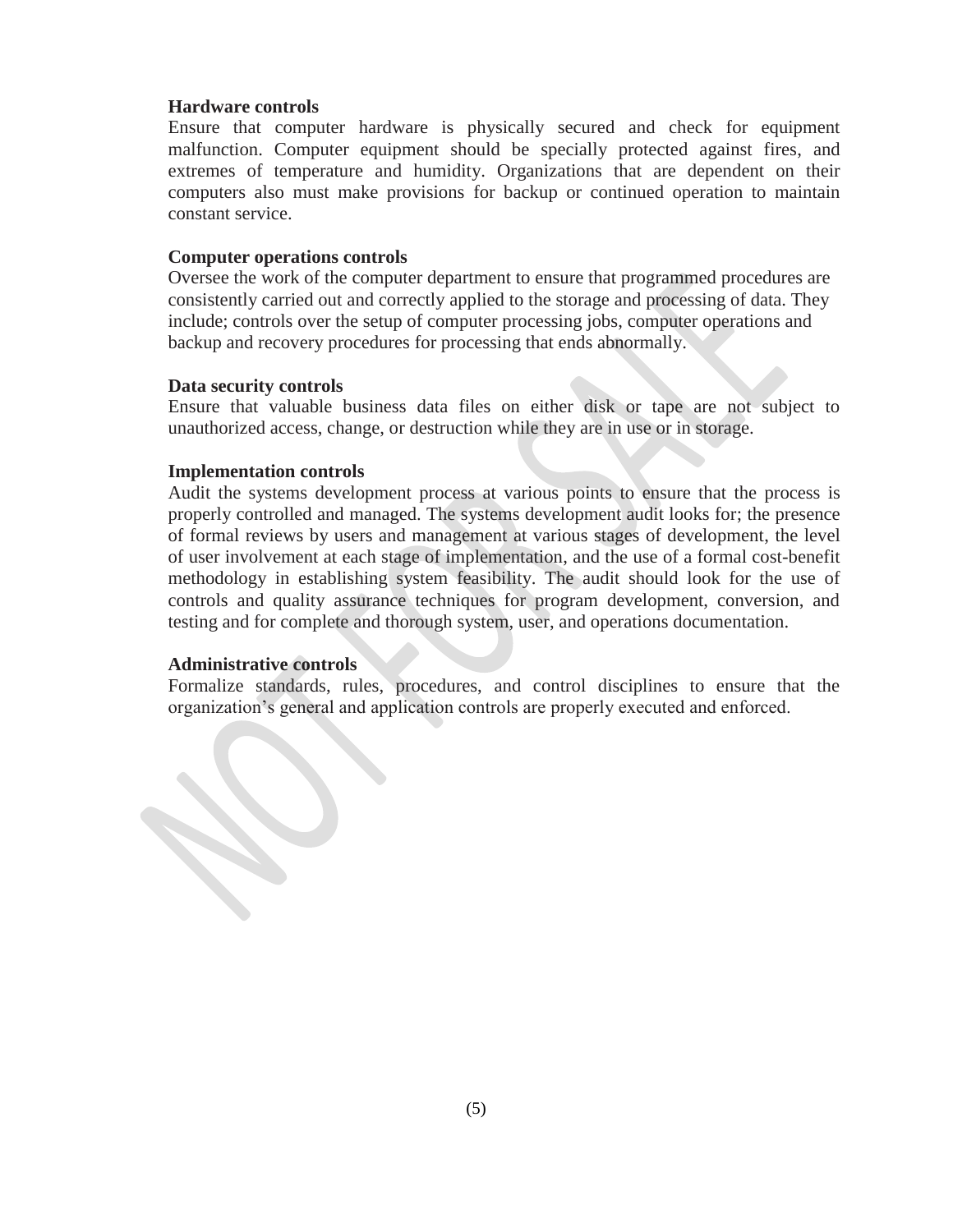**Hardware controls**

Ensure that computer hardware is physically secured and check for equipment malfunction. Computer equipment should be specially protected against fires, and extremes of temperature and humidity. Organizations that are dependent on their computers also must make provisions for backup or continued operation to maintain constant service.

**Computer operations controls**

Oversee the work of the computer department to ensure that programmed procedures are consistently carried out and correctly applied to the storage and processing of data. They include; controls over the setup of computer processing jobs, computer operations and backup and recovery procedures for processing that ends abnormally.

**Data security controls**

Ensure that valuable business data files on either disk or tape are not subject to unauthorized access, change, or destruction while they are in use or in storage.

**Implementation controls**

Audit the systems development process at various points to ensure that the process is properly controlled and managed. The systems development audit looks for; the presence of formal reviews by users and management at various stages of development, the level of user involvement at each stage of implementation, and the use of a formal cost-benefit methodology in establishing system feasibility. The audit should look for the use of controls and quality assurance techniques for program development, conversion, and testing and for complete and thorough system, user, and operations documentation.

**Administrative controls**

Formalize standards, rules, procedures, and control disciplines to ensure that the organization's general and application controls are properly executed and enforced.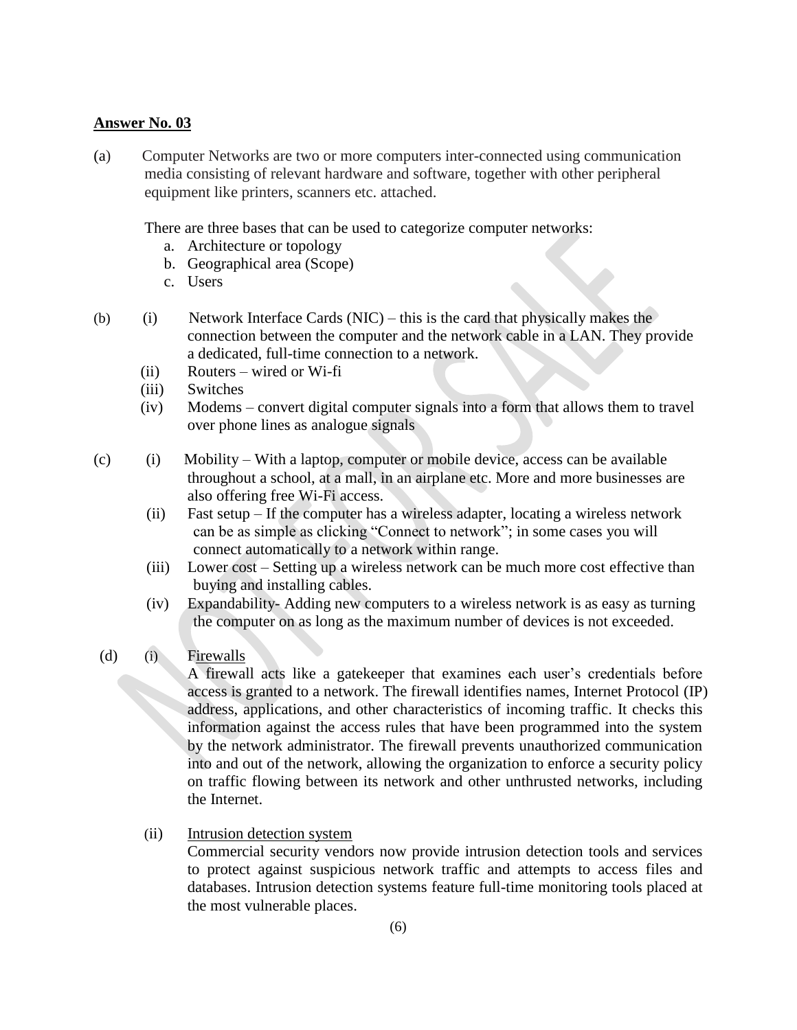**Answer No. 03**

(a) Computer Networks are two or more computers inter-connected using communication media consisting of relevant hardware and software, together with other peripheral equipment like printers, scanners etc. attached.

There are three bases that can be used to categorize computer networks:

a. Architecture or topology
b. Geographical area (Scope)
c. Users

(b)
(i) Network Interface Cards (NIC) – this is the card that physically makes the connection between the computer and the network cable in a LAN. They provide a dedicated, full-time connection to a network.
(ii) Routers – wired or Wi-fi
(iii) Switches
(iv) Modems – convert digital computer signals into a form that allows them to travel over phone lines as analogue signals

(c)
(i) Mobility – With a laptop, computer or mobile device, access can be available throughout a school, at a mall, in an airplane etc. More and more businesses are also offering free Wi-Fi access.
(ii) Fast setup – If the computer has a wireless adapter, locating a wireless network can be as simple as clicking "Connect to network"; in some cases you will connect automatically to a network within range.
(iii) Lower cost – Setting up a wireless network can be much more cost effective than buying and installing cables.
(iv) Expandability- Adding new computers to a wireless network is as easy as turning the computer on as long as the maximum number of devices is not exceeded.

(d)
(i) Firewalls

A firewall acts like a gatekeeper that examines each user's credentials before access is granted to a network. The firewall identifies names, Internet Protocol (IP) address, applications, and other characteristics of incoming traffic. It checks this information against the access rules that have been programmed into the system by the network administrator. The firewall prevents unauthorized communication into and out of the network, allowing the organization to enforce a security policy on traffic flowing between its network and other unthrusted networks, including the Internet.

(ii) Intrusion detection system

Commercial security vendors now provide intrusion detection tools and services to protect against suspicious network traffic and attempts to access files and databases. Intrusion detection systems feature full-time monitoring tools placed at the most vulnerable places.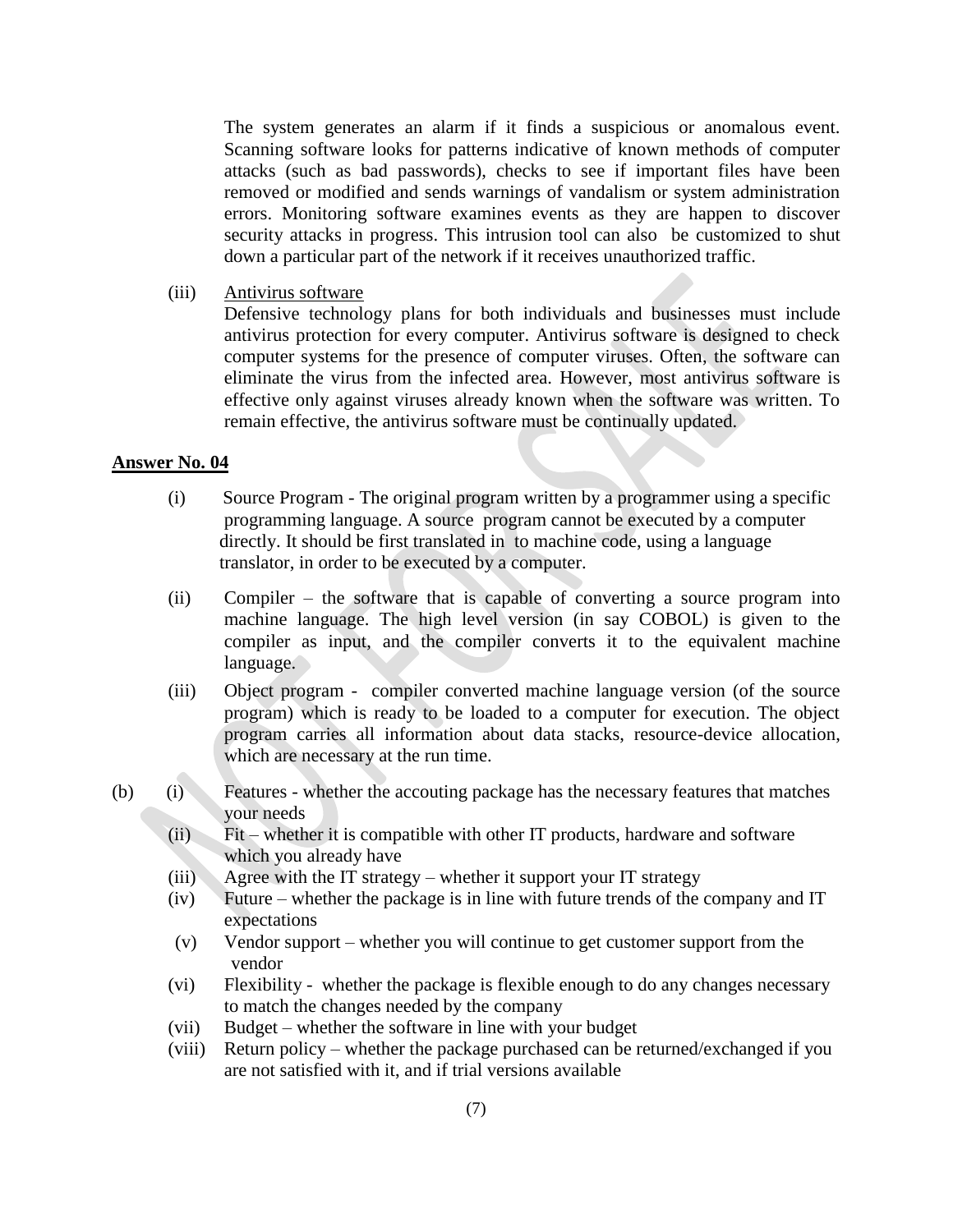The system generates an alarm if it finds a suspicious or anomalous event. Scanning software looks for patterns indicative of known methods of computer attacks (such as bad passwords), checks to see if important files have been removed or modified and sends warnings of vandalism or system administration errors. Monitoring software examines events as they are happen to discover security attacks in progress. This intrusion tool can also be customized to shut down a particular part of the network if it receives unauthorized traffic.

(iii) Antivirus software

Defensive technology plans for both individuals and businesses must include antivirus protection for every computer. Antivirus software is designed to check computer systems for the presence of computer viruses. Often, the software can eliminate the virus from the infected area. However, most antivirus software is effective only against viruses already known when the software was written. To remain effective, the antivirus software must be continually updated.

**Answer No. 04**

(i) Source Program - The original program written by a programmer using a specific programming language. A source program cannot be executed by a computer directly. It should be first translated in to machine code, using a language translator, in order to be executed by a computer.

(ii) Compiler – the software that is capable of converting a source program into machine language. The high level version (in say COBOL) is given to the compiler as input, and the compiler converts it to the equivalent machine language.

(iii) Object program - compiler converted machine language version (of the source program) which is ready to be loaded to a computer for execution. The object program carries all information about data stacks, resource-device allocation, which are necessary at the run time.

(b)
(i) Features - whether the accouting package has the necessary features that matches your needs
(ii) Fit – whether it is compatible with other IT products, hardware and software which you already have
(iii) Agree with the IT strategy – whether it support your IT strategy
(iv) Future – whether the package is in line with future trends of the company and IT expectations
(v) Vendor support – whether you will continue to get customer support from the vendor
(vi) Flexibility - whether the package is flexible enough to do any changes necessary to match the changes needed by the company
(vii) Budget – whether the software in line with your budget
(viii) Return policy – whether the package purchased can be returned/exchanged if you are not satisfied with it, and if trial versions available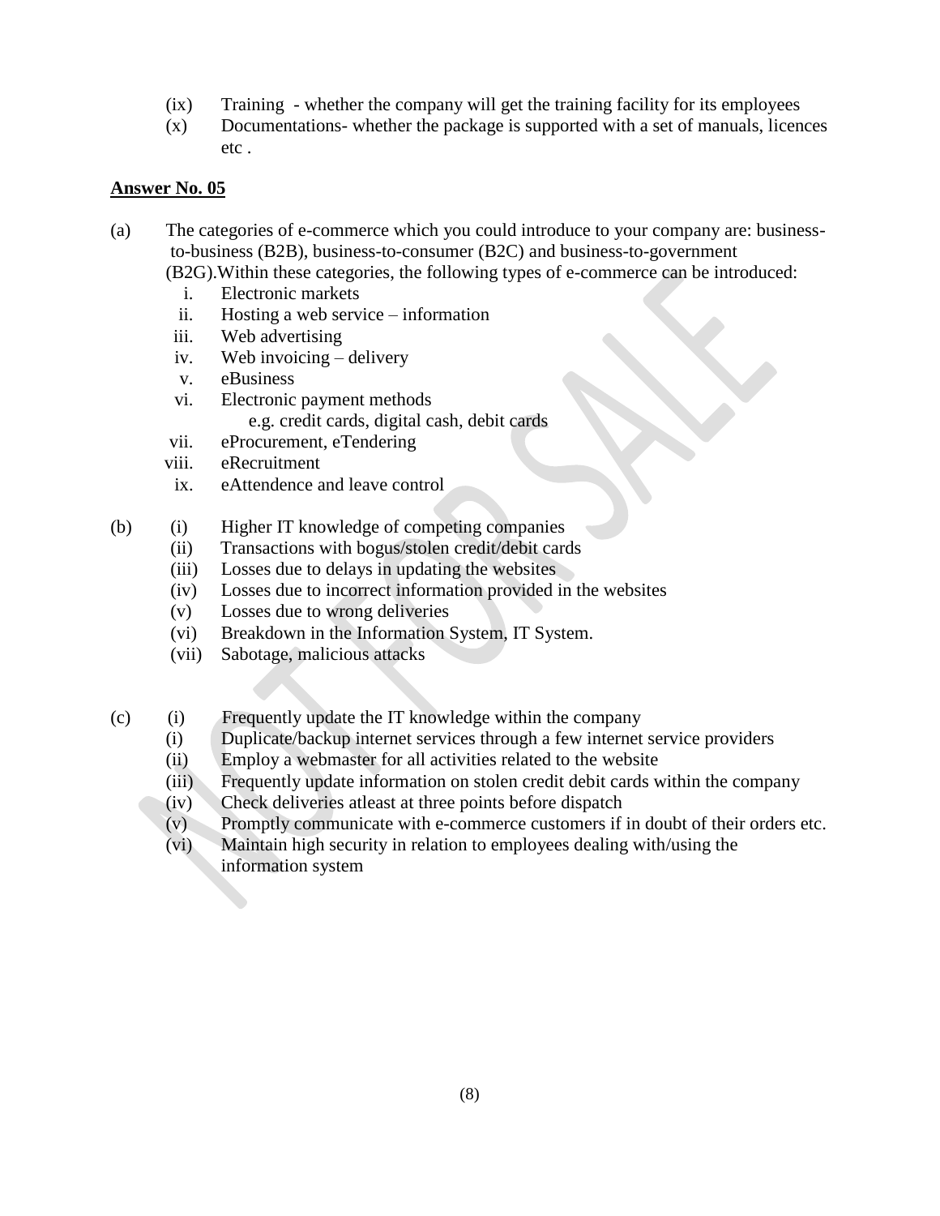(ix) Training - whether the company will get the training facility for its employees

(x) Documentations- whether the package is supported with a set of manuals, licences etc .

**Answer No. 05**

(a) The categories of e-commerce which you could introduce to your company are: business-to-business (B2B), business-to-consumer (B2C) and business-to-government (B2G).Within these categories, the following types of e-commerce can be introduced:

i. Electronic markets
ii. Hosting a web service – information
iii. Web advertising
iv. Web invoicing – delivery
v. eBusiness
vi. Electronic payment methods
   e.g. credit cards, digital cash, debit cards
vii. eProcurement, eTendering
viii. eRecruitment
ix. eAttendence and leave control

(b) (i) Higher IT knowledge of competing companies
(ii) Transactions with bogus/stolen credit/debit cards
(iii) Losses due to delays in updating the websites
(iv) Losses due to incorrect information provided in the websites
(v) Losses due to wrong deliveries
(vi) Breakdown in the Information System, IT System.
(vii) Sabotage, malicious attacks

(c) (i) Frequently update the IT knowledge within the company
(i) Duplicate/backup internet services through a few internet service providers
(ii) Employ a webmaster for all activities related to the website
(iii) Frequently update information on stolen credit debit cards within the company
(iv) Check deliveries atleast at three points before dispatch
(v) Promptly communicate with e-commerce customers if in doubt of their orders etc.
(vi) Maintain high security in relation to employees dealing with/using the information system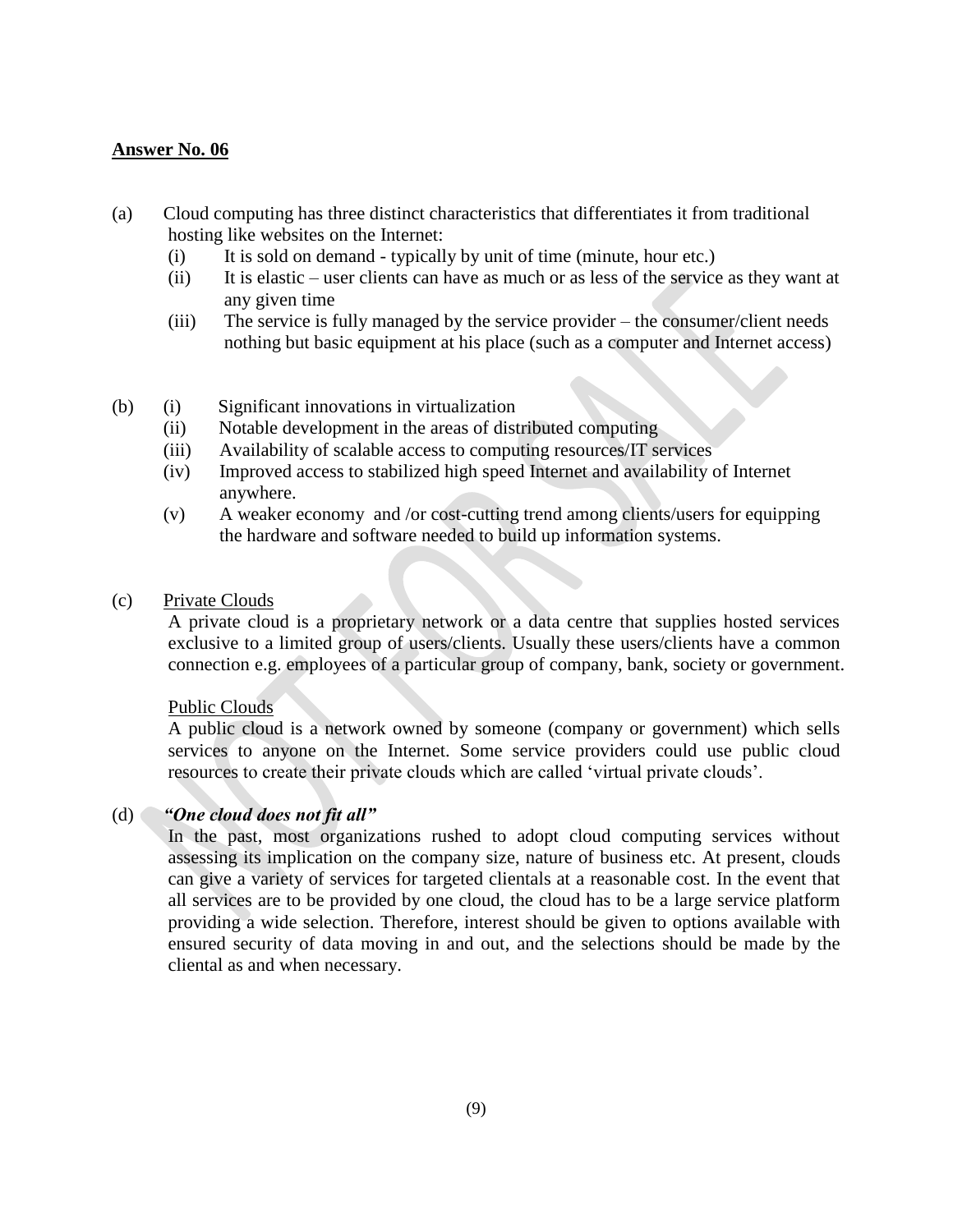**Answer No. 06**

(a) Cloud computing has three distinct characteristics that differentiates it from traditional hosting like websites on the Internet:

- (i) It is sold on demand - typically by unit of time (minute, hour etc.)
- (ii) It is elastic – user clients can have as much or as less of the service as they want at any given time
- (iii) The service is fully managed by the service provider – the consumer/client needs nothing but basic equipment at his place (such as a computer and Internet access)

(b)
- (i) Significant innovations in virtualization
- (ii) Notable development in the areas of distributed computing
- (iii) Availability of scalable access to computing resources/IT services
- (iv) Improved access to stabilized high speed Internet and availability of Internet anywhere.
- (v) A weaker economy and /or cost-cutting trend among clients/users for equipping the hardware and software needed to build up information systems.

(c) Private Clouds

A private cloud is a proprietary network or a data centre that supplies hosted services exclusive to a limited group of users/clients. Usually these users/clients have a common connection e.g. employees of a particular group of company, bank, society or government.

Public Clouds

A public cloud is a network owned by someone (company or government) which sells services to anyone on the Internet. Some service providers could use public cloud resources to create their private clouds which are called 'virtual private clouds'.

(d) ***"One cloud does not fit all"***

In the past, most organizations rushed to adopt cloud computing services without assessing its implication on the company size, nature of business etc. At present, clouds can give a variety of services for targeted clientals at a reasonable cost. In the event that all services are to be provided by one cloud, the cloud has to be a large service platform providing a wide selection. Therefore, interest should be given to options available with ensured security of data moving in and out, and the selections should be made by the cliental as and when necessary.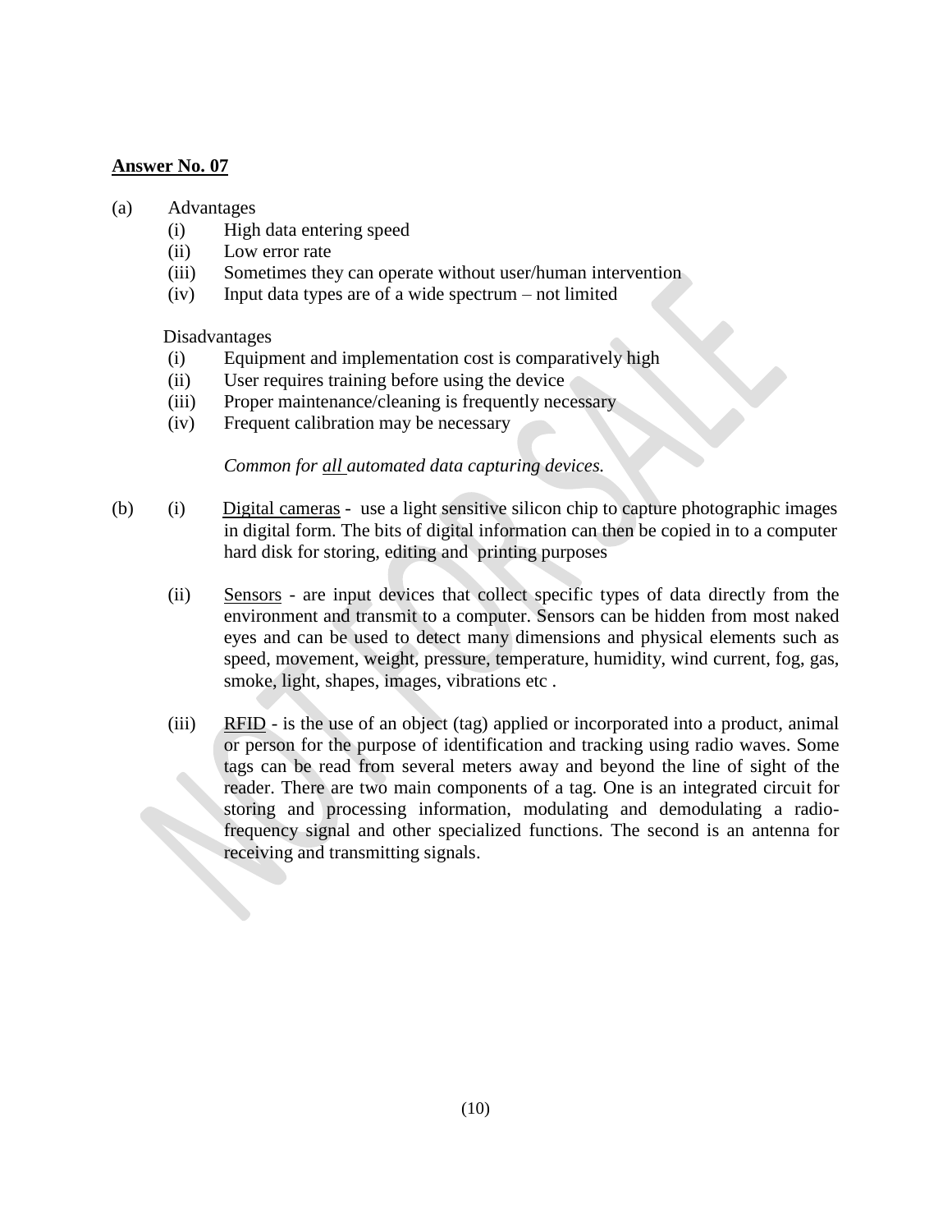**Answer No. 07**

(a) Advantages

- (i) High data entering speed
- (ii) Low error rate
- (iii) Sometimes they can operate without user/human intervention
- (iv) Input data types are of a wide spectrum – not limited

Disadvantages

- (i) Equipment and implementation cost is comparatively high
- (ii) User requires training before using the device
- (iii) Proper maintenance/cleaning is frequently necessary
- (iv) Frequent calibration may be necessary

*Common for <u>all</u> automated data capturing devices.*

(b)

- (i) <u>Digital cameras</u> - use a light sensitive silicon chip to capture photographic images in digital form. The bits of digital information can then be copied in to a computer hard disk for storing, editing and printing purposes

- (ii) <u>Sensors</u> - are input devices that collect specific types of data directly from the environment and transmit to a computer. Sensors can be hidden from most naked eyes and can be used to detect many dimensions and physical elements such as speed, movement, weight, pressure, temperature, humidity, wind current, fog, gas, smoke, light, shapes, images, vibrations etc .

- (iii) <u>RFID</u> - is the use of an object (tag) applied or incorporated into a product, animal or person for the purpose of identification and tracking using radio waves. Some tags can be read from several meters away and beyond the line of sight of the reader. There are two main components of a tag. One is an integrated circuit for storing and processing information, modulating and demodulating a radio-frequency signal and other specialized functions. The second is an antenna for receiving and transmitting signals.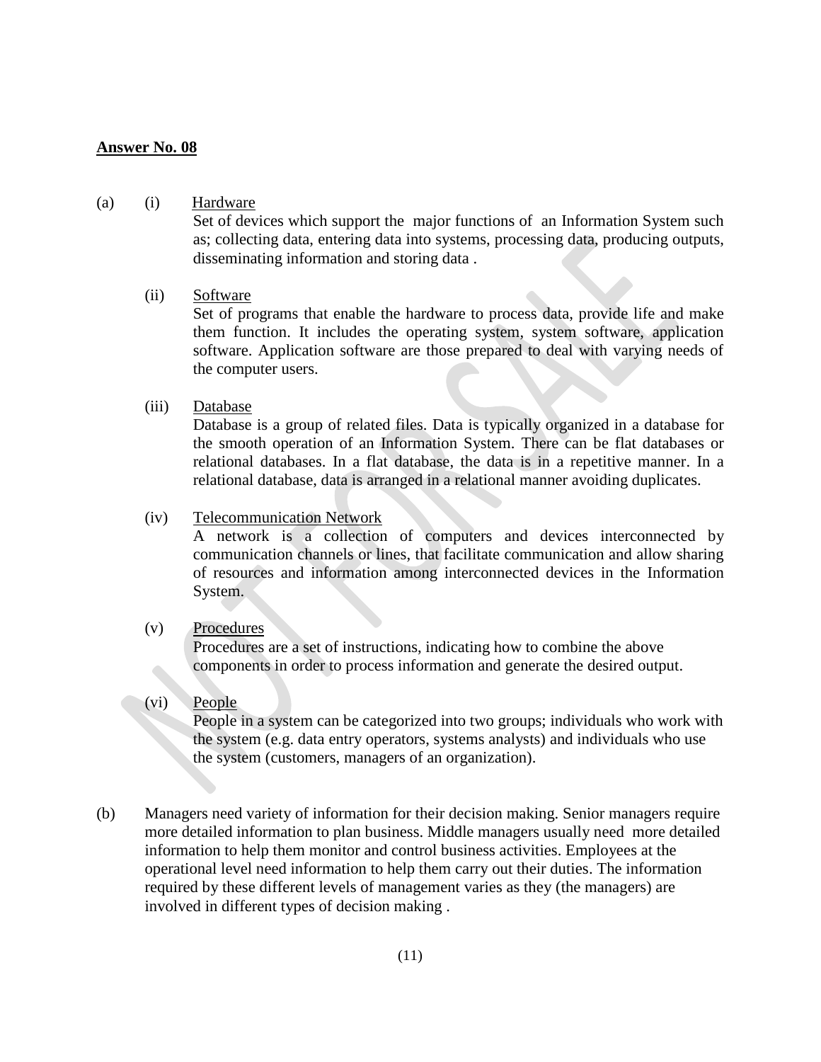**Answer No. 08**

(a) (i) Hardware

Set of devices which support the major functions of an Information System such as; collecting data, entering data into systems, processing data, producing outputs, disseminating information and storing data .

(ii) Software

Set of programs that enable the hardware to process data, provide life and make them function. It includes the operating system, system software, application software. Application software are those prepared to deal with varying needs of the computer users.

(iii) Database

Database is a group of related files. Data is typically organized in a database for the smooth operation of an Information System. There can be flat databases or relational databases. In a flat database, the data is in a repetitive manner. In a relational database, data is arranged in a relational manner avoiding duplicates.

(iv) Telecommunication Network

A network is a collection of computers and devices interconnected by communication channels or lines, that facilitate communication and allow sharing of resources and information among interconnected devices in the Information System.

(v) Procedures

Procedures are a set of instructions, indicating how to combine the above components in order to process information and generate the desired output.

(vi) People

People in a system can be categorized into two groups; individuals who work with the system (e.g. data entry operators, systems analysts) and individuals who use the system (customers, managers of an organization).

(b) Managers need variety of information for their decision making. Senior managers require more detailed information to plan business. Middle managers usually need more detailed information to help them monitor and control business activities. Employees at the operational level need information to help them carry out their duties. The information required by these different levels of management varies as they (the managers) are involved in different types of decision making .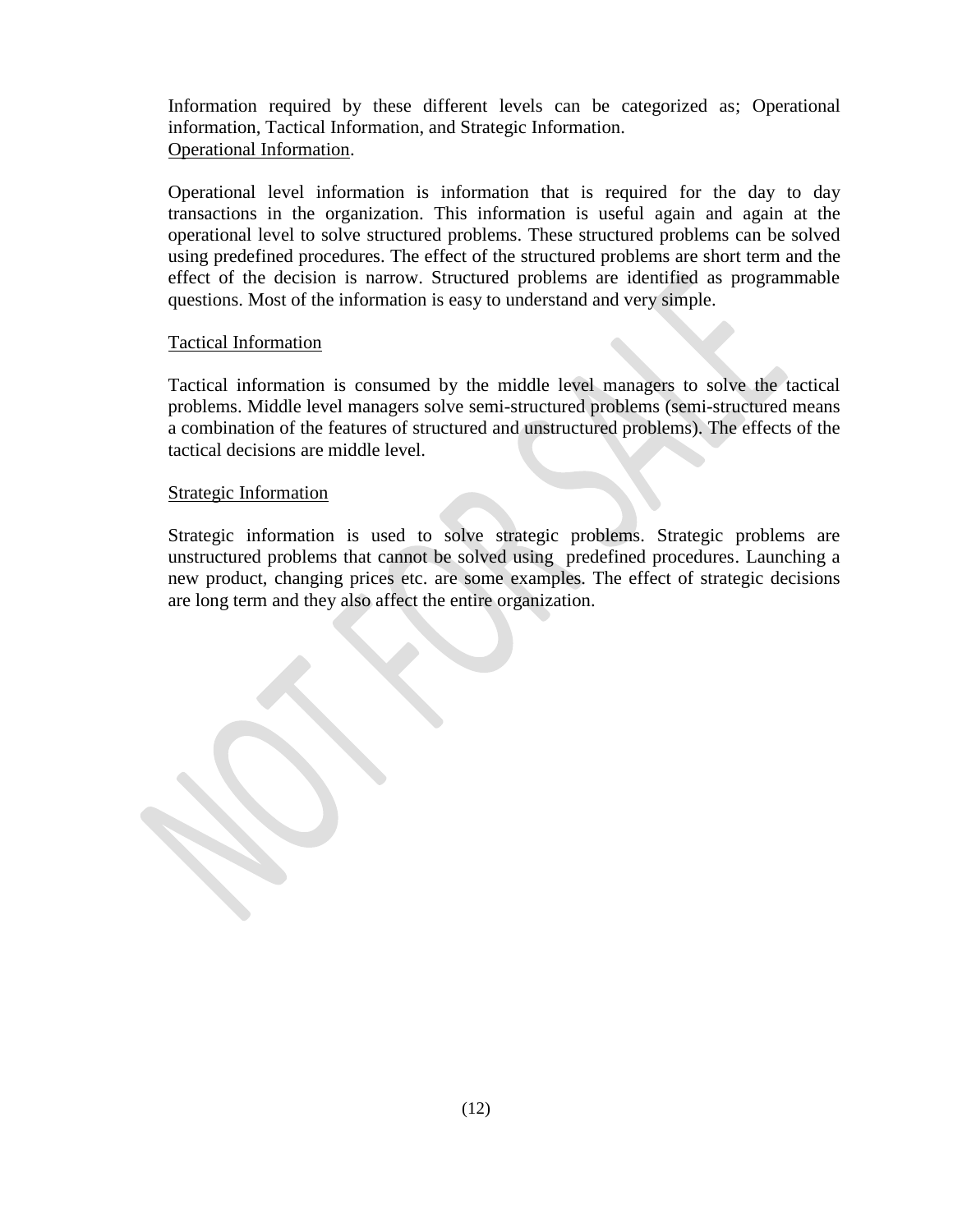Information required by these different levels can be categorized as; Operational information, Tactical Information, and Strategic Information.

<u>Operational Information</u>.

Operational level information is information that is required for the day to day transactions in the organization. This information is useful again and again at the operational level to solve structured problems. These structured problems can be solved using predefined procedures. The effect of the structured problems are short term and the effect of the decision is narrow. Structured problems are identified as programmable questions. Most of the information is easy to understand and very simple.

<u>Tactical Information</u>

Tactical information is consumed by the middle level managers to solve the tactical problems. Middle level managers solve semi-structured problems (semi-structured means a combination of the features of structured and unstructured problems). The effects of the tactical decisions are middle level.

<u>Strategic Information</u>

Strategic information is used to solve strategic problems. Strategic problems are unstructured problems that cannot be solved using predefined procedures. Launching a new product, changing prices etc. are some examples. The effect of strategic decisions are long term and they also affect the entire organization.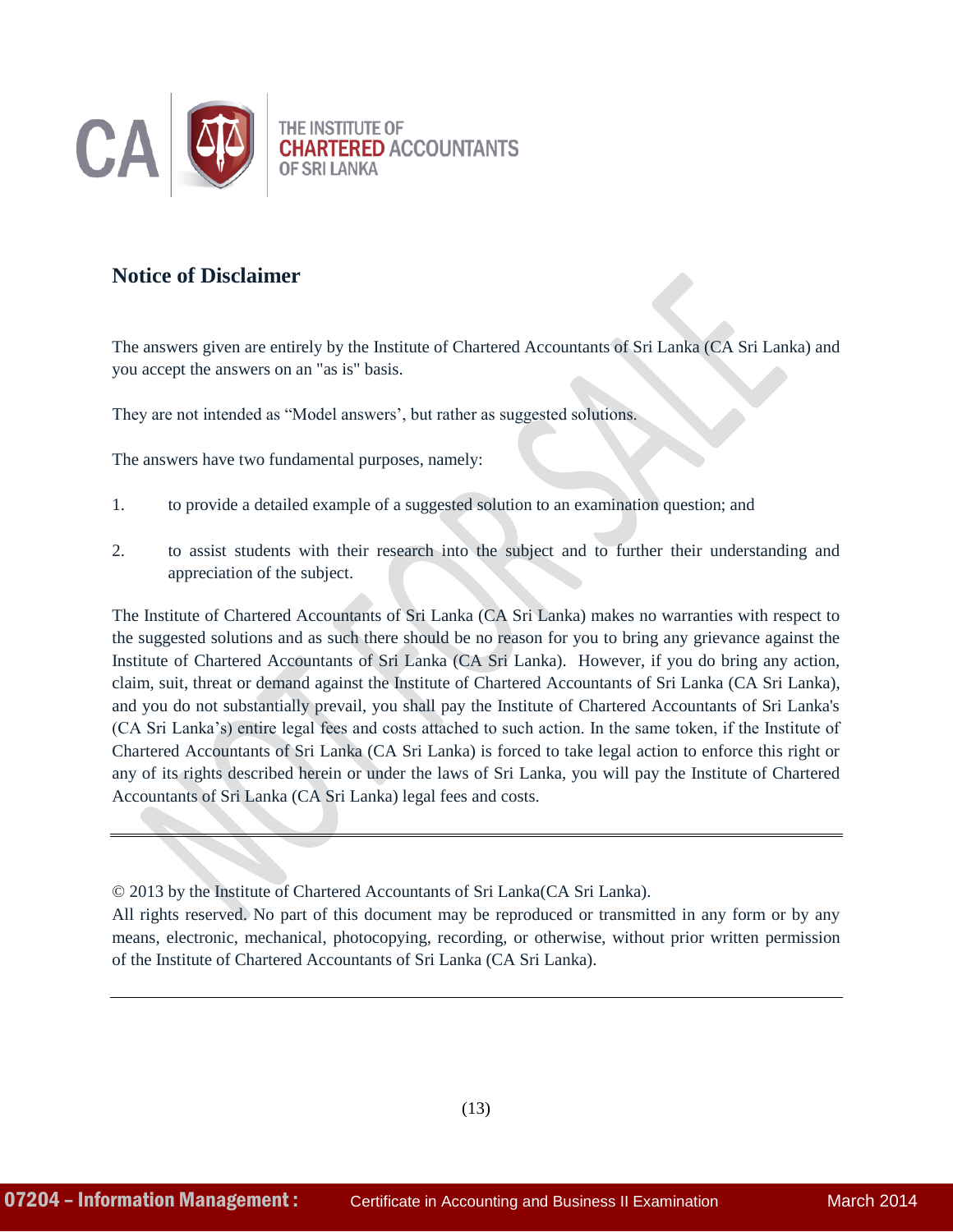THE INSTITUTE OF
CHARTERED ACCOUNTANTS
OF SRI LANKA

## Notice of Disclaimer

The answers given are entirely by the Institute of Chartered Accountants of Sri Lanka (CA Sri Lanka) and you accept the answers on an "as is" basis.

They are not intended as "Model answers', but rather as suggested solutions.

The answers have two fundamental purposes, namely:

1. to provide a detailed example of a suggested solution to an examination question; and

2. to assist students with their research into the subject and to further their understanding and appreciation of the subject.

The Institute of Chartered Accountants of Sri Lanka (CA Sri Lanka) makes no warranties with respect to the suggested solutions and as such there should be no reason for you to bring any grievance against the Institute of Chartered Accountants of Sri Lanka (CA Sri Lanka). However, if you do bring any action, claim, suit, threat or demand against the Institute of Chartered Accountants of Sri Lanka (CA Sri Lanka), and you do not substantially prevail, you shall pay the Institute of Chartered Accountants of Sri Lanka's (CA Sri Lanka's) entire legal fees and costs attached to such action. In the same token, if the Institute of Chartered Accountants of Sri Lanka (CA Sri Lanka) is forced to take legal action to enforce this right or any of its rights described herein or under the laws of Sri Lanka, you will pay the Institute of Chartered Accountants of Sri Lanka (CA Sri Lanka) legal fees and costs.

---

© 2013 by the Institute of Chartered Accountants of Sri Lanka(CA Sri Lanka).
All rights reserved. No part of this document may be reproduced or transmitted in any form or by any means, electronic, mechanical, photocopying, recording, or otherwise, without prior written permission of the Institute of Chartered Accountants of Sri Lanka (CA Sri Lanka).